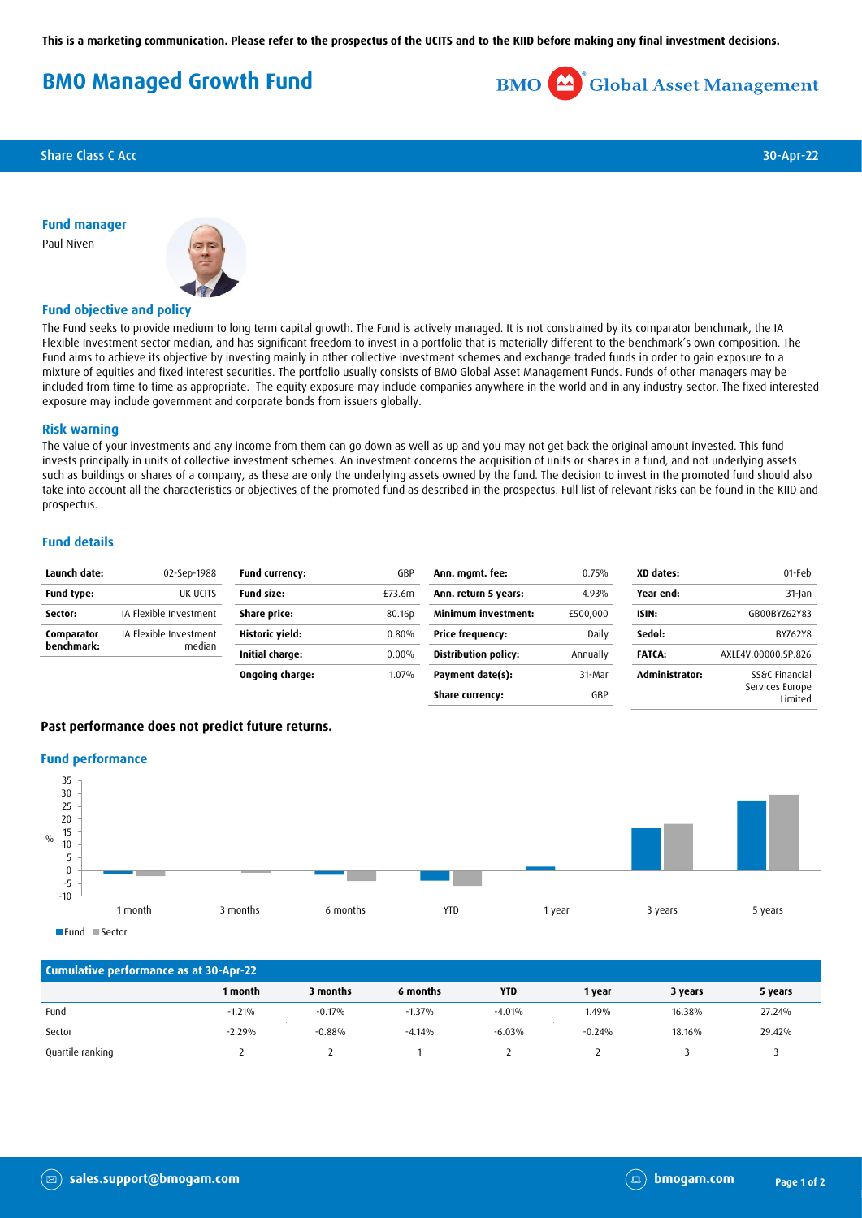**This is a marketing communication. Please refer to the prospectus of the UCITS and to the KIID before making any final investment decisions.**

# BMO Managed Growth Fund

BMO Global Asset Management

Share Class C Acc — 30-Apr-22

### Fund manager

Paul Niven

### Fund objective and policy

The Fund seeks to provide medium to long term capital growth. The Fund is actively managed. It is not constrained by its comparator benchmark, the IA Flexible Investment sector median, and has significant freedom to invest in a portfolio that is materially different to the benchmark's own composition. The Fund aims to achieve its objective by investing mainly in other collective investment schemes and exchange traded funds in order to gain exposure to a mixture of equities and fixed interest securities. The portfolio usually consists of BMO Global Asset Management Funds. Funds of other managers may be included from time to time as appropriate. The equity exposure may include companies anywhere in the world and in any industry sector. The fixed interested exposure may include government and corporate bonds from issuers globally.

### Risk warning

The value of your investments and any income from them can go down as well as up and you may not get back the original amount invested. This fund invests principally in units of collective investment schemes. An investment concerns the acquisition of units or shares in a fund, and not underlying assets such as buildings or shares of a company, as these are only the underlying assets owned by the fund. The decision to invest in the promoted fund should also take into account all the characteristics or objectives of the promoted fund as described in the prospectus. Full list of relevant risks can be found in the KIID and prospectus.

### Fund details

| | |
|---|---|
| **Launch date:** | 02-Sep-1988 |
| **Fund type:** | UK UCITS |
| **Sector:** | IA Flexible Investment |
| **Comparator benchmark:** | IA Flexible Investment median |
| **Fund currency:** | GBP |
| **Fund size:** | £73.6m |
| **Share price:** | 80.16p |
| **Historic yield:** | 0.80% |
| **Initial charge:** | 0.00% |
| **Ongoing charge:** | 1.07% |
| **Ann. mgmt. fee:** | 0.75% |
| **Ann. return 5 years:** | 4.93% |
| **Minimum investment:** | £500,000 |
| **Price frequency:** | Daily |
| **Distribution policy:** | Annually |
| **Payment date(s):** | 31-Mar |
| **Share currency:** | GBP |
| **XD dates:** | 01-Feb |
| **Year end:** | 31-Jan |
| **ISIN:** | GB00BYZ62Y83 |
| **Sedol:** | BYZ62Y8 |
| **FATCA:** | AXLE4V.00000.SP.826 |
| **Administrator:** | SS&C Financial Services Europe Limited |

**Past performance does not predict future returns.**

### Fund performance

| | 1 month | 3 months | 6 months | YTD | 1 year | 3 years | 5 years |
|---|---|---|---|---|---|---|---|
| Fund (%) | -1.21 | -0.17 | -1.37 | -4.01 | 1.49 | 16.38 | 27.24 |
| Sector (%) | -2.29 | -0.88 | -4.14 | -6.03 | -0.24 | 18.16 | 29.42 |

### Cumulative performance as at 30-Apr-22

| | 1 month | 3 months | 6 months | YTD | 1 year | 3 years | 5 years |
|---|---|---|---|---|---|---|---|
| Fund | -1.21% | -0.17% | -1.37% | -4.01% | 1.49% | 16.38% | 27.24% |
| Sector | -2.29% | -0.88% | -4.14% | -6.03% | -0.24% | 18.16% | 29.42% |
| Quartile ranking | 2 | 2 | 1 | 2 | 2 | 3 | 3 |

sales.support@bmogam.com | bmogam.com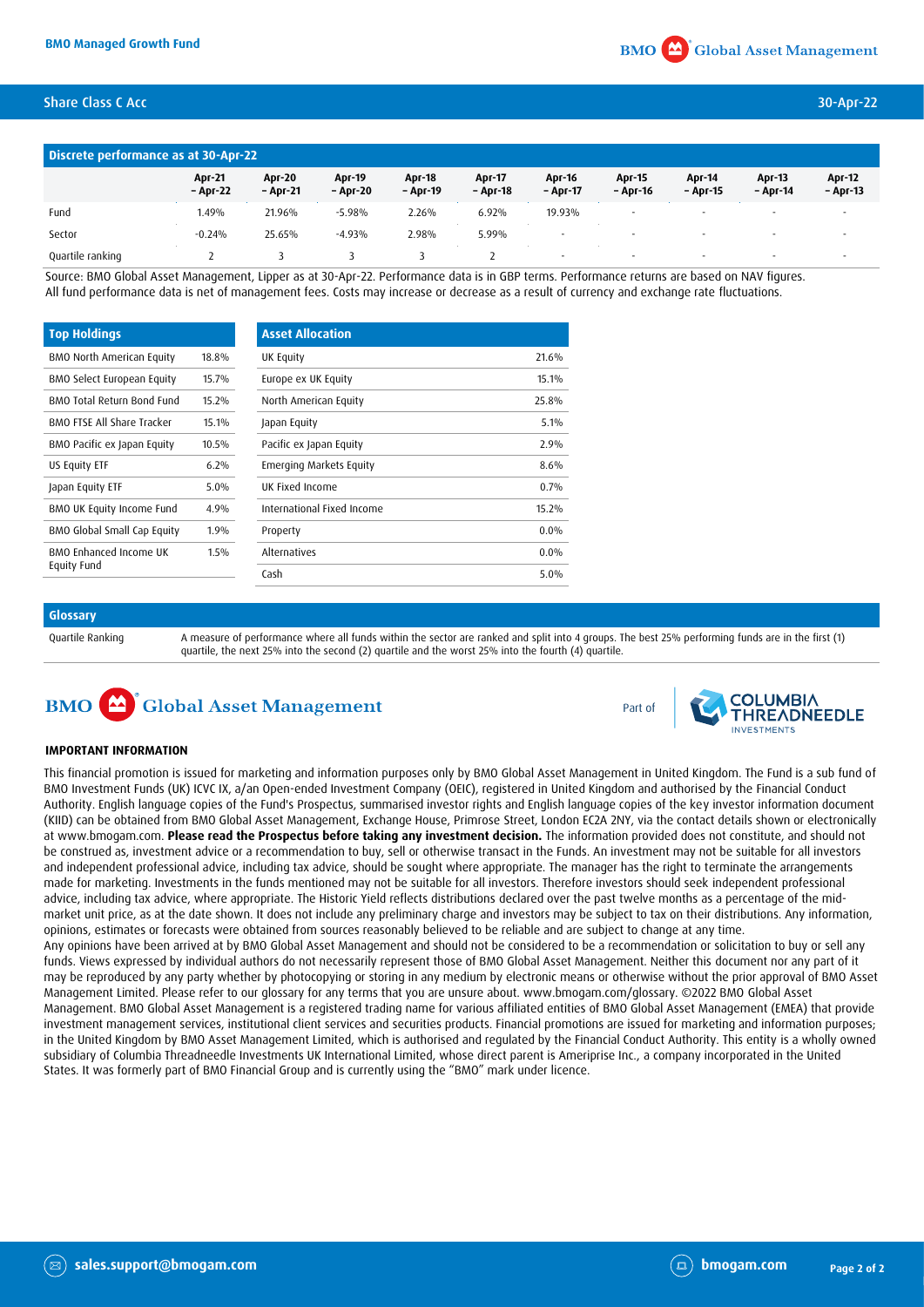**BMO Managed Growth Fund**

**Share Class C Acc** 30-Apr-22

## Discrete performance as at 30-Apr-22

| | Apr-21 – Apr-22 | Apr-20 – Apr-21 | Apr-19 – Apr-20 | Apr-18 – Apr-19 | Apr-17 – Apr-18 | Apr-16 – Apr-17 | Apr-15 – Apr-16 | Apr-14 – Apr-15 | Apr-13 – Apr-14 | Apr-12 – Apr-13 |
|---|---|---|---|---|---|---|---|---|---|---|
| Fund | 1.49% | 21.96% | -5.98% | 2.26% | 6.92% | 19.93% | - | - | - | - |
| Sector | -0.24% | 25.65% | -4.93% | 2.98% | 5.99% | - | - | - | - | - |
| Quartile ranking | 2 | 3 | 3 | 3 | 2 | - | - | - | - | - |

Source: BMO Global Asset Management, Lipper as at 30-Apr-22. Performance data is in GBP terms. Performance returns are based on NAV figures.
All fund performance data is net of management fees. Costs may increase or decrease as a result of currency and exchange rate fluctuations.

## Top Holdings

| Top Holdings | |
|---|---|
| BMO North American Equity | 18.8% |
| BMO Select European Equity | 15.7% |
| BMO Total Return Bond Fund | 15.2% |
| BMO FTSE All Share Tracker | 15.1% |
| BMO Pacific ex Japan Equity | 10.5% |
| US Equity ETF | 6.2% |
| Japan Equity ETF | 5.0% |
| BMO UK Equity Income Fund | 4.9% |
| BMO Global Small Cap Equity | 1.9% |
| BMO Enhanced Income UK Equity Fund | 1.5% |

## Asset Allocation

| Asset Allocation | |
|---|---|
| UK Equity | 21.6% |
| Europe ex UK Equity | 15.1% |
| North American Equity | 25.8% |
| Japan Equity | 5.1% |
| Pacific ex Japan Equity | 2.9% |
| Emerging Markets Equity | 8.6% |
| UK Fixed Income | 0.7% |
| International Fixed Income | 15.2% |
| Property | 0.0% |
| Alternatives | 0.0% |
| Cash | 5.0% |

## Glossary

**Quartile Ranking** A measure of performance where all funds within the sector are ranked and split into 4 groups. The best 25% performing funds are in the first (1) quartile, the next 25% into the second (2) quartile and the worst 25% into the fourth (4) quartile.

BMO Global Asset Management — Part of Columbia Threadneedle Investments

**IMPORTANT INFORMATION**

This financial promotion is issued for marketing and information purposes only by BMO Global Asset Management in United Kingdom. The Fund is a sub fund of BMO Investment Funds (UK) ICVC IX, a/an Open-ended Investment Company (OEIC), registered in United Kingdom and authorised by the Financial Conduct Authority. English language copies of the Fund's Prospectus, summarised investor rights and English language copies of the key investor information document (KIID) can be obtained from BMO Global Asset Management, Exchange House, Primrose Street, London EC2A 2NY, via the contact details shown or electronically at www.bmogam.com. **Please read the Prospectus before taking any investment decision.** The information provided does not constitute, and should not be construed as, investment advice or a recommendation to buy, sell or otherwise transact in the Funds. An investment may not be suitable for all investors and independent professional advice, including tax advice, should be sought where appropriate. The manager has the right to terminate the arrangements made for marketing. Investments in the funds mentioned may not be suitable for all investors. Therefore investors should seek independent professional advice, including tax advice, where appropriate. The Historic Yield reflects distributions declared over the past twelve months as a percentage of the mid-market unit price, as at the date shown. It does not include any preliminary charge and investors may be subject to tax on their distributions. Any information, opinions, estimates or forecasts were obtained from sources reasonably believed to be reliable and are subject to change at any time.
Any opinions have been arrived at by BMO Global Asset Management and should not be considered to be a recommendation or solicitation to buy or sell any funds. Views expressed by individual authors do not necessarily represent those of BMO Global Asset Management. Neither this document nor any part of it may be reproduced by any party whether by photocopying or storing in any medium by electronic means or otherwise without the prior approval of BMO Asset Management Limited. Please refer to our glossary for any terms that you are unsure about. www.bmogam.com/glossary. ©2022 BMO Global Asset Management. BMO Global Asset Management is a registered trading name for various affiliated entities of BMO Global Asset Management (EMEA) that provide investment management services, institutional client services and securities products. Financial promotions are issued for marketing and information purposes; in the United Kingdom by BMO Asset Management Limited, which is authorised and regulated by the Financial Conduct Authority. This entity is a wholly owned subsidiary of Columbia Threadneedle Investments UK International Limited, whose direct parent is Ameriprise Inc., a company incorporated in the United States. It was formerly part of BMO Financial Group and is currently using the "BMO" mark under licence.

sales.support@bmogam.com bmogam.com